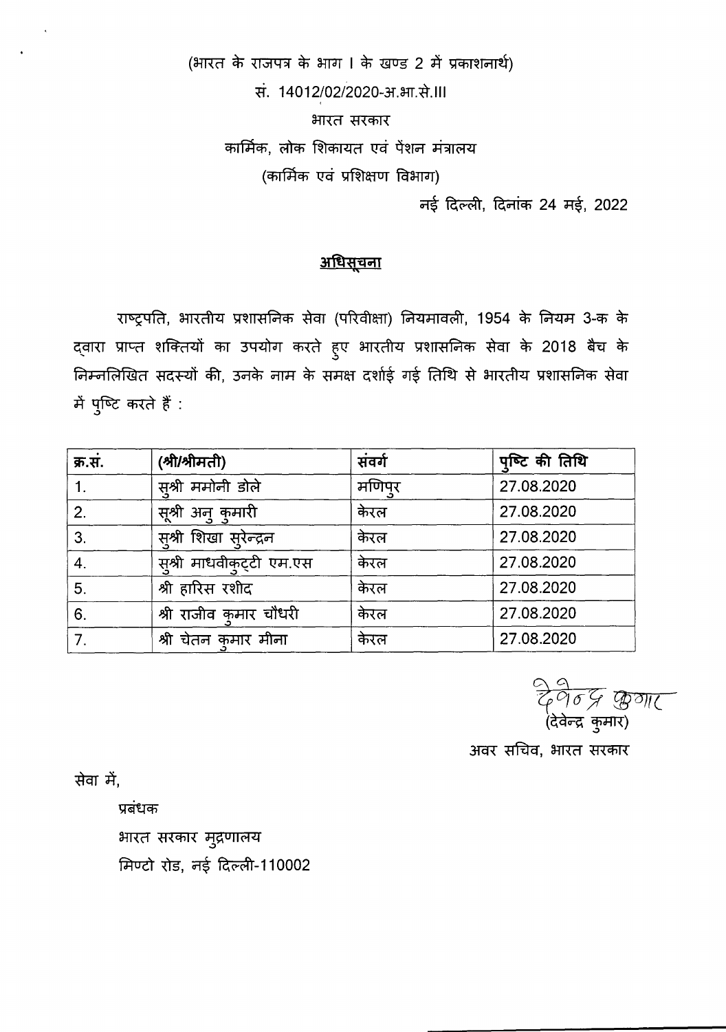(भारत के राजपत्र के भाग I के खण्ड 2 में प्रकाशनार्थ)

सं. 14012/02/2020-अ.भा.से.III

भारत सरकार

कार्मिक, लोक शिकायत एवं पेंशन मंत्रालय

(कार्मिक एवं प्रशिक्षण विभाग)

नई दिल्ली, दिनांक 24 मई, 2022

## अधिसूचना

राष्ट्रपति, भारतीय प्रशासनिक सेवा (परिवीक्षा) नियमावली, 1954 के नियम 3-क के द्वारा प्राप्त शक्तियों का उपयोग करते हुए भारतीय प्रशासनिक सेवा के 2018 बैच के निम्नलिखित सदस्यों की, उनके नाम के समक्ष दर्शाई गई तिथि से भारतीय प्रशासनिक सेवा में पुष्टि करते हैं :

| क्र.सं. | (श्री/श्रीमती) | संवर्ग | पुष्टि की तिथि |
|---|---|---|---|
| 1. | सुश्री ममोनी डोले | मणिपुर | 27.08.2020 |
| 2. | सूश्री अनु कुमारी | केरल | 27.08.2020 |
| 3. | सुश्री शिखा सुरेन्द्रन | केरल | 27.08.2020 |
| 4. | सुश्री माधवीकुट्टी एम.एस | केरल | 27.08.2020 |
| 5. | श्री हारिस रशीद | केरल | 27.08.2020 |
| 6. | श्री राजीव कुमार चौधरी | केरल | 27.08.2020 |
| 7. | श्री चेतन कुमार मीना | केरल | 27.08.2020 |

देवेन्द्र कुमार

(देवेन्द्र कुमार)

अवर सचिव, भारत सरकार

सेवा में,

प्रबंधक

भारत सरकार मुद्रणालय

मिण्टो रोड, नई दिल्ली-110002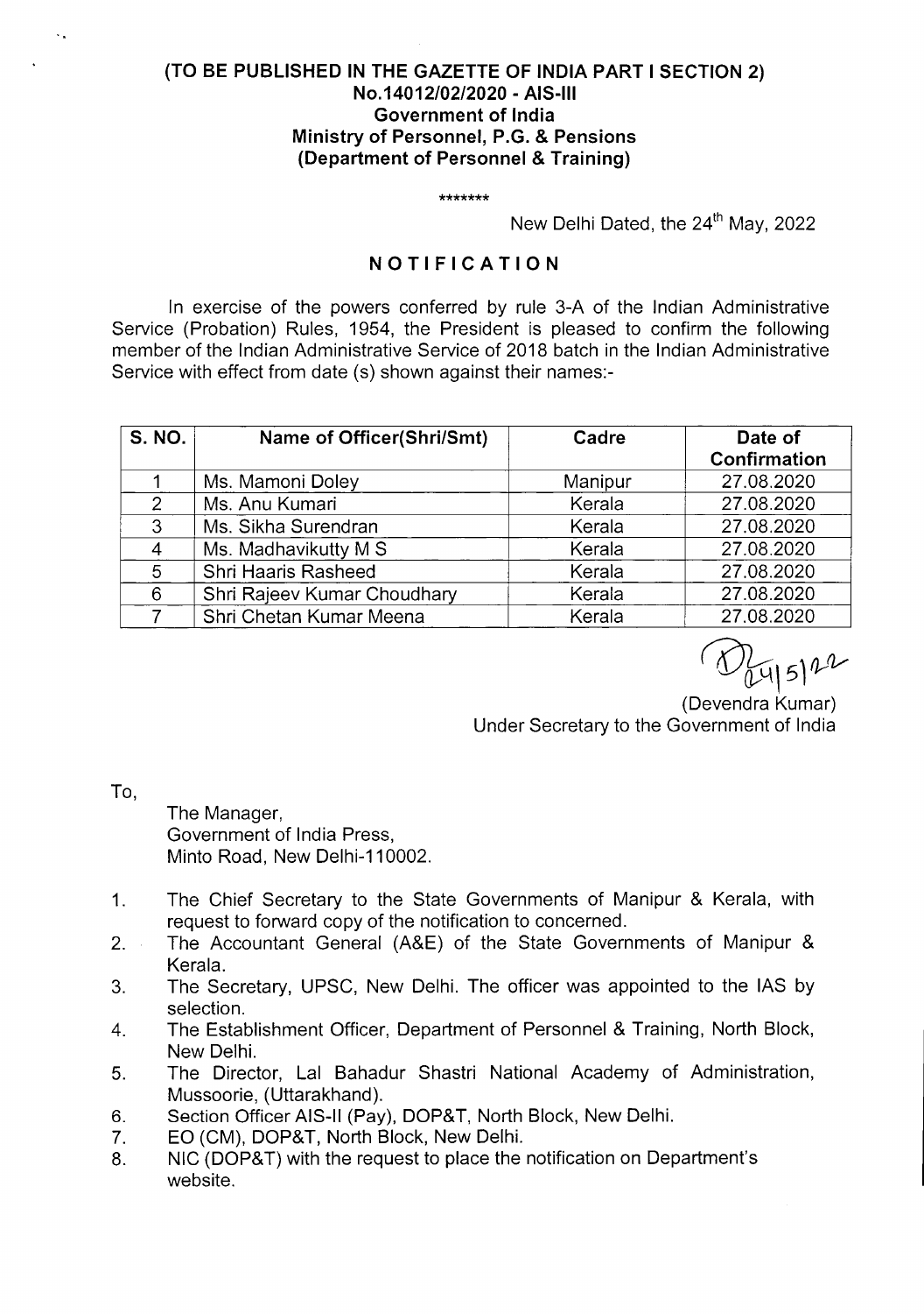**(TO BE PUBLISHED IN THE GAZETTE OF INDIA PART I SECTION 2)**
**No.14012/02/2020 - AIS-III**
**Government of India**
**Ministry of Personnel, P.G. & Pensions**
**(Department of Personnel & Training)**

\*\*\*\*\*\*\*

New Delhi Dated, the 24th May, 2022

## NOTIFICATION

In exercise of the powers conferred by rule 3-A of the Indian Administrative Service (Probation) Rules, 1954, the President is pleased to confirm the following member of the Indian Administrative Service of 2018 batch in the Indian Administrative Service with effect from date (s) shown against their names:-

| S. NO. | Name of Officer(Shri/Smt) | Cadre | Date of Confirmation |
|---|---|---|---|
| 1 | Ms. Mamoni Doley | Manipur | 27.08.2020 |
| 2 | Ms. Anu Kumari | Kerala | 27.08.2020 |
| 3 | Ms. Sikha Surendran | Kerala | 27.08.2020 |
| 4 | Ms. Madhavikutty M S | Kerala | 27.08.2020 |
| 5 | Shri Haaris Rasheed | Kerala | 27.08.2020 |
| 6 | Shri Rajeev Kumar Choudhary | Kerala | 27.08.2020 |
| 7 | Shri Chetan Kumar Meena | Kerala | 27.08.2020 |

24/5/22

(Devendra Kumar)
Under Secretary to the Government of India

To,

The Manager,
Government of India Press,
Minto Road, New Delhi-110002.

1. The Chief Secretary to the State Governments of Manipur & Kerala, with request to forward copy of the notification to concerned.
2. The Accountant General (A&E) of the State Governments of Manipur & Kerala.
3. The Secretary, UPSC, New Delhi. The officer was appointed to the IAS by selection.
4. The Establishment Officer, Department of Personnel & Training, North Block, New Delhi.
5. The Director, Lal Bahadur Shastri National Academy of Administration, Mussoorie, (Uttarakhand).
6. Section Officer AIS-II (Pay), DOP&T, North Block, New Delhi.
7. EO (CM), DOP&T, North Block, New Delhi.
8. NIC (DOP&T) with the request to place the notification on Department's website.